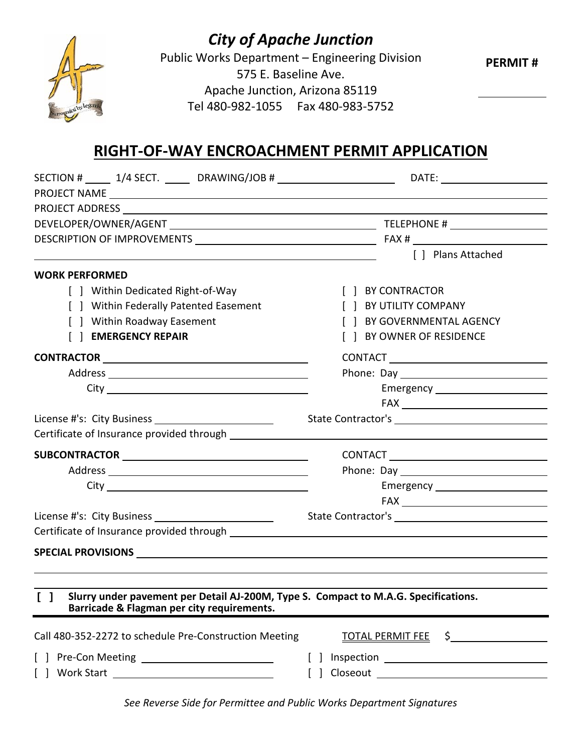# *City of Apache Junction*

Public Works Department – Engineering Division
575 E. Baseline Ave.
Apache Junction, Arizona 85119
Tel 480-982-1055 Fax 480-983-5752

**PERMIT #** ____________

## RIGHT-OF-WAY ENCROACHMENT PERMIT APPLICATION

SECTION # _____ 1/4 SECT. _____ DRAWING/JOB # ____________________ DATE: ____________________

PROJECT NAME ____________________________________________________________

PROJECT ADDRESS ____________________________________________________________

DEVELOPER/OWNER/AGENT ________________________________ TELEPHONE # ________________

DESCRIPTION OF IMPROVEMENTS ________________________________ FAX # ________________

________________________________________________ [ ] Plans Attached

**WORK PERFORMED**

- [ ] Within Dedicated Right-of-Way
- [ ] Within Federally Patented Easement
- [ ] Within Roadway Easement
- [ ] **EMERGENCY REPAIR**

- [ ] BY CONTRACTOR
- [ ] BY UTILITY COMPANY
- [ ] BY GOVERNMENTAL AGENCY
- [ ] BY OWNER OF RESIDENCE

**CONTRACTOR** ______________________________ CONTACT ______________________________

Address ______________________________ Phone: Day ______________________________

City ______________________________ Emergency ______________________________

FAX ______________________________

License #'s: City Business ____________________ State Contractor's ______________________________

Certificate of Insurance provided through ____________________________________________________________

**SUBCONTRACTOR** ______________________________ CONTACT ______________________________

Address ______________________________ Phone: Day ______________________________

City ______________________________ Emergency ______________________________

FAX ______________________________

License #'s: City Business ____________________ State Contractor's ______________________________

Certificate of Insurance provided through ____________________________________________________________

**SPECIAL PROVISIONS** ____________________________________________________________

____________________________________________________________

**[ ] Slurry under pavement per Detail AJ-200M, Type S. Compact to M.A.G. Specifications. Barricade & Flagman per city requirements.**

Call 480-352-2272 to schedule Pre-Construction Meeting TOTAL PERMIT FEE $ ________________

[ ] Pre-Con Meeting ____________________ [ ] Inspection ______________________________

[ ] Work Start ____________________ [ ] Closeout ______________________________

*See Reverse Side for Permittee and Public Works Department Signatures*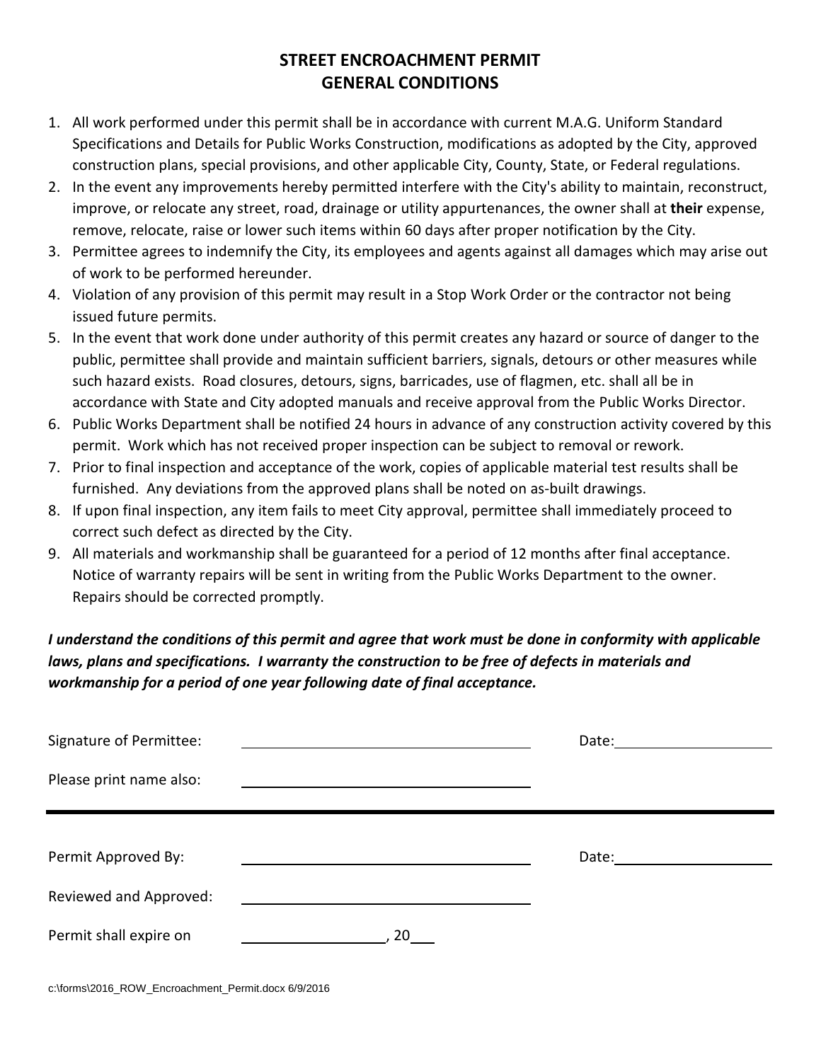# STREET ENCROACHMENT PERMIT
# GENERAL CONDITIONS

1. All work performed under this permit shall be in accordance with current M.A.G. Uniform Standard Specifications and Details for Public Works Construction, modifications as adopted by the City, approved construction plans, special provisions, and other applicable City, County, State, or Federal regulations.
2. In the event any improvements hereby permitted interfere with the City's ability to maintain, reconstruct, improve, or relocate any street, road, drainage or utility appurtenances, the owner shall at **their** expense, remove, relocate, raise or lower such items within 60 days after proper notification by the City.
3. Permittee agrees to indemnify the City, its employees and agents against all damages which may arise out of work to be performed hereunder.
4. Violation of any provision of this permit may result in a Stop Work Order or the contractor not being issued future permits.
5. In the event that work done under authority of this permit creates any hazard or source of danger to the public, permittee shall provide and maintain sufficient barriers, signals, detours or other measures while such hazard exists. Road closures, detours, signs, barricades, use of flagmen, etc. shall all be in accordance with State and City adopted manuals and receive approval from the Public Works Director.
6. Public Works Department shall be notified 24 hours in advance of any construction activity covered by this permit. Work which has not received proper inspection can be subject to removal or rework.
7. Prior to final inspection and acceptance of the work, copies of applicable material test results shall be furnished. Any deviations from the approved plans shall be noted on as-built drawings.
8. If upon final inspection, any item fails to meet City approval, permittee shall immediately proceed to correct such defect as directed by the City.
9. All materials and workmanship shall be guaranteed for a period of 12 months after final acceptance. Notice of warranty repairs will be sent in writing from the Public Works Department to the owner. Repairs should be corrected promptly.

***I understand the conditions of this permit and agree that work must be done in conformity with applicable laws, plans and specifications. I warranty the construction to be free of defects in materials and workmanship for a period of one year following date of final acceptance.***

Signature of Permittee: ______________________________ Date: ________________

Please print name also: ______________________________

---

Permit Approved By: ______________________________ Date: ________________

Reviewed and Approved: ______________________________

Permit shall expire on ________________, 20___

c:\forms\2016_ROW_Encroachment_Permit.docx 6/9/2016